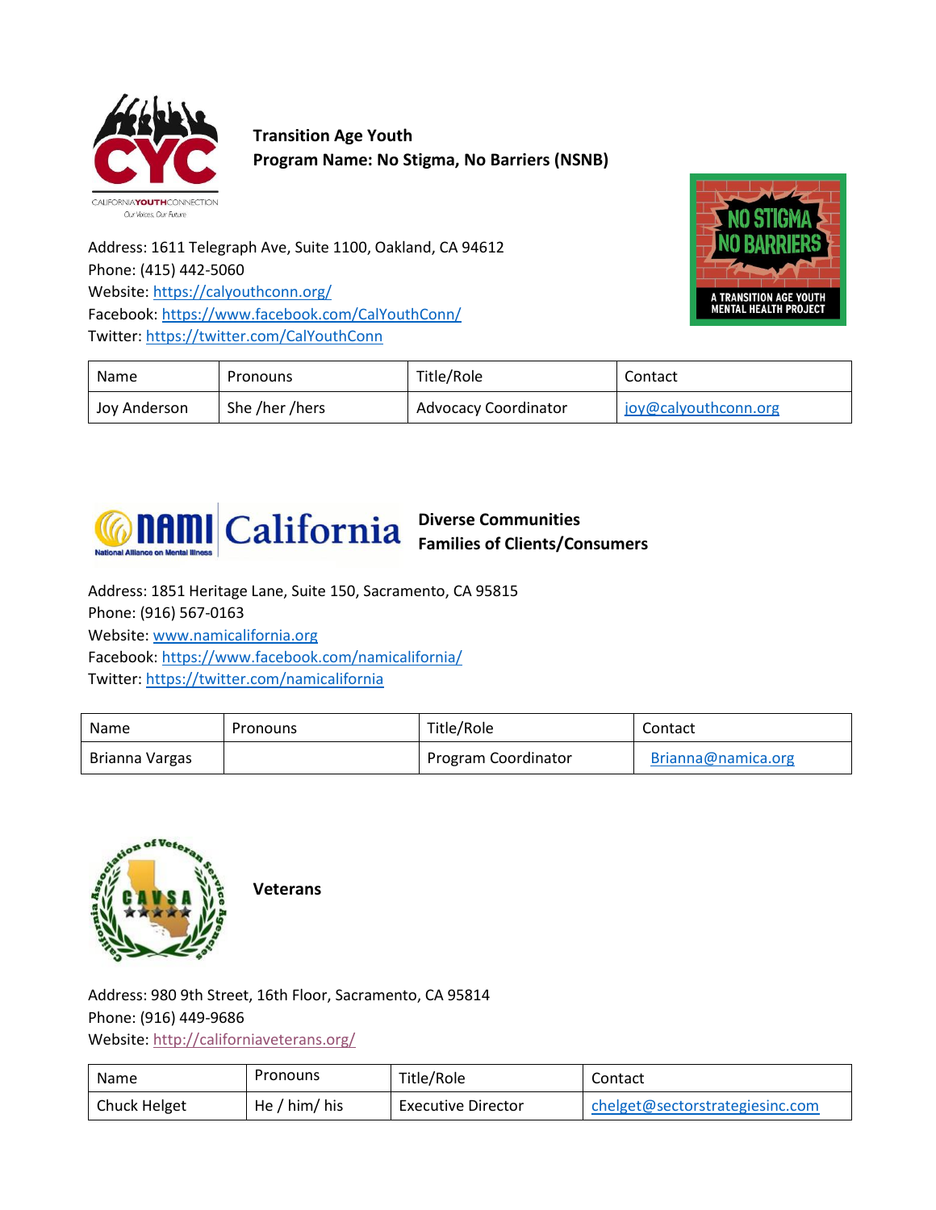**Transition Age Youth**
**Program Name: No Stigma, No Barriers (NSNB)**

Address: 1611 Telegraph Ave, Suite 1100, Oakland, CA 94612
Phone: (415) 442-5060
Website: https://calyouthconn.org/
Facebook: https://www.facebook.com/CalYouthConn/
Twitter: https://twitter.com/CalYouthConn

| Name | Pronouns | Title/Role | Contact |
|---|---|---|---|
| Joy Anderson | She /her /hers | Advocacy Coordinator | joy@calyouthconn.org |

**Diverse Communities**
**Families of Clients/Consumers**

Address: 1851 Heritage Lane, Suite 150, Sacramento, CA 95815
Phone: (916) 567-0163
Website: www.namicalifornia.org
Facebook: https://www.facebook.com/namicalifornia/
Twitter: https://twitter.com/namicalifornia

| Name | Pronouns | Title/Role | Contact |
|---|---|---|---|
| Brianna Vargas | | Program Coordinator | Brianna@namica.org |

**Veterans**

Address: 980 9th Street, 16th Floor, Sacramento, CA 95814
Phone: (916) 449-9686
Website: http://californiaveterans.org/

| Name | Pronouns | Title/Role | Contact |
|---|---|---|---|
| Chuck Helget | He / him/ his | Executive Director | chelget@sectorstrategiesinc.com |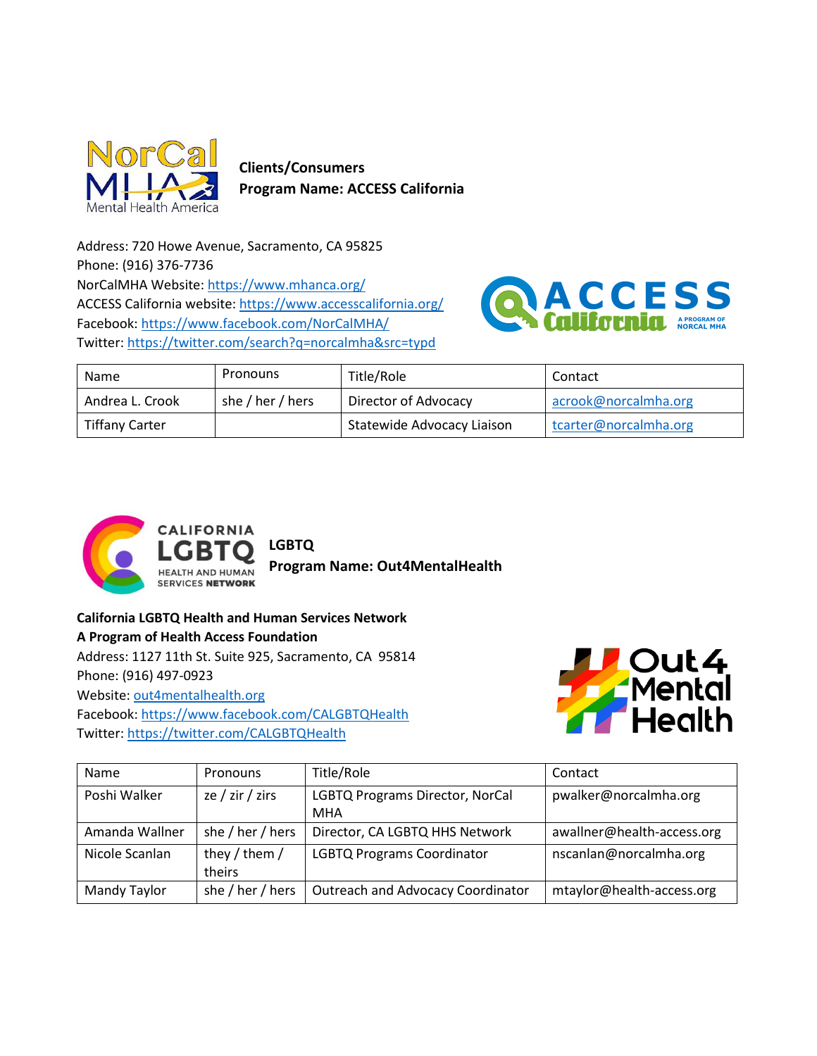**Clients/Consumers**
**Program Name: ACCESS California**

Address: 720 Howe Avenue, Sacramento, CA 95825
Phone: (916) 376-7736
NorCalMHA Website: https://www.mhanca.org/
ACCESS California website: https://www.accesscalifornia.org/
Facebook: https://www.facebook.com/NorCalMHA/
Twitter: https://twitter.com/search?q=norcalmha&src=typd

| Name | Pronouns | Title/Role | Contact |
|---|---|---|---|
| Andrea L. Crook | she / her / hers | Director of Advocacy | acrook@norcalmha.org |
| Tiffany Carter | | Statewide Advocacy Liaison | tcarter@norcalmha.org |

**LGBTQ**
**Program Name: Out4MentalHealth**

**California LGBTQ Health and Human Services Network**
**A Program of Health Access Foundation**
Address: 1127 11th St. Suite 925, Sacramento, CA 95814
Phone: (916) 497-0923
Website: out4mentalhealth.org
Facebook: https://www.facebook.com/CALGBTQHealth
Twitter: https://twitter.com/CALGBTQHealth

| Name | Pronouns | Title/Role | Contact |
|---|---|---|---|
| Poshi Walker | ze / zir / zirs | LGBTQ Programs Director, NorCal MHA | pwalker@norcalmha.org |
| Amanda Wallner | she / her / hers | Director, CA LGBTQ HHS Network | awallner@health-access.org |
| Nicole Scanlan | they / them / theirs | LGBTQ Programs Coordinator | nscanlan@norcalmha.org |
| Mandy Taylor | she / her / hers | Outreach and Advocacy Coordinator | mtaylor@health-access.org |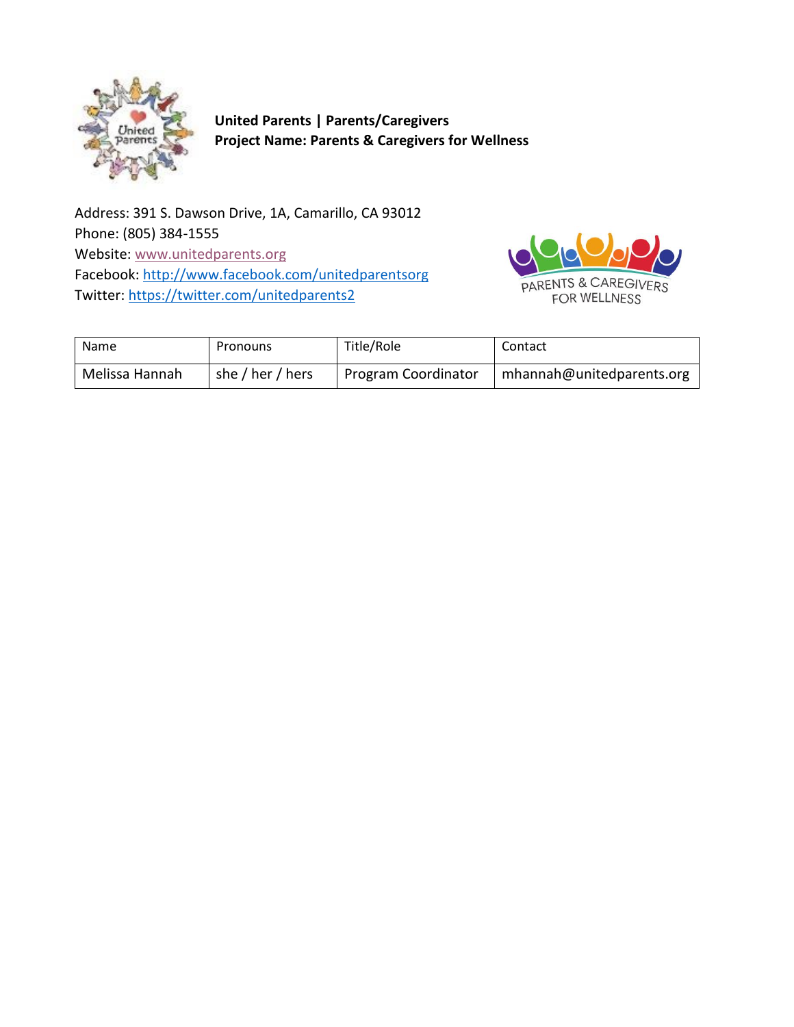**United Parents | Parents/Caregivers**
**Project Name: Parents & Caregivers for Wellness**

Address: 391 S. Dawson Drive, 1A, Camarillo, CA 93012
Phone: (805) 384-1555
Website: www.unitedparents.org
Facebook: http://www.facebook.com/unitedparentsorg
Twitter: https://twitter.com/unitedparents2

| Name | Pronouns | Title/Role | Contact |
|---|---|---|---|
| Melissa Hannah | she / her / hers | Program Coordinator | mhannah@unitedparents.org |